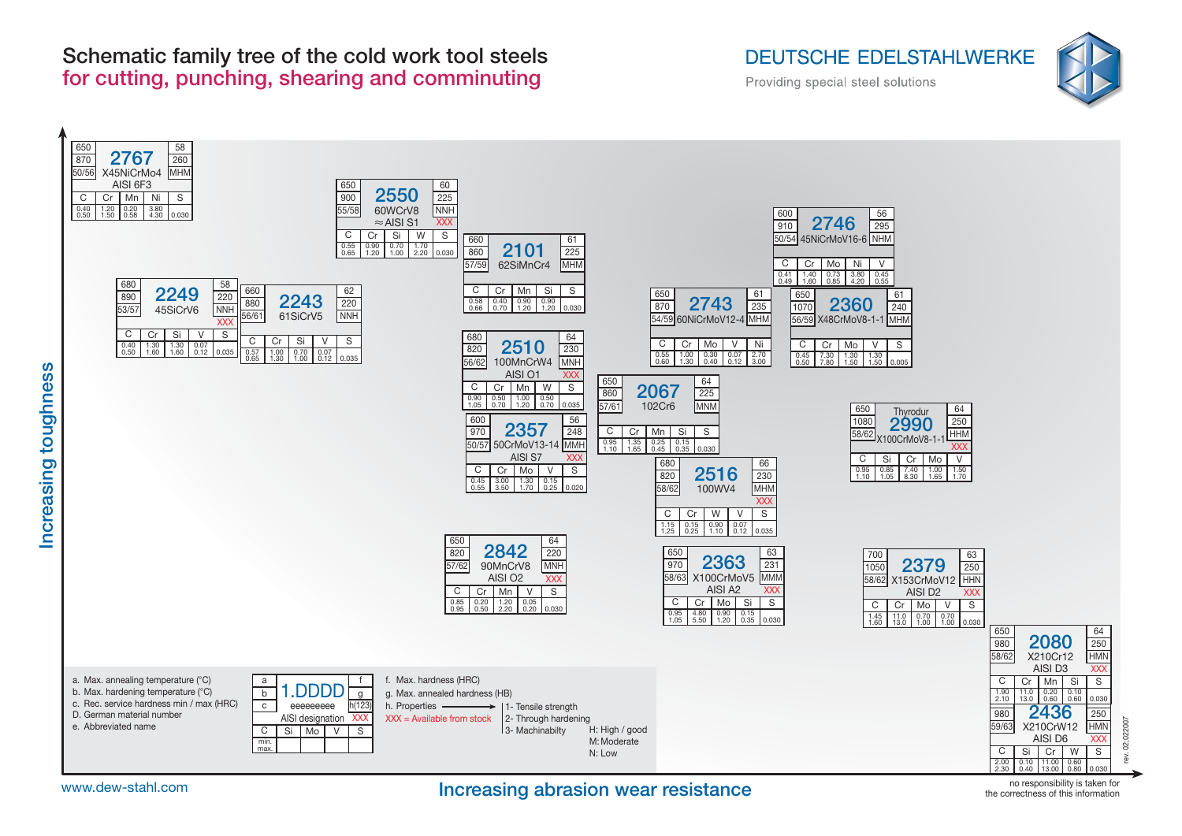# Schematic family tree of the cold work tool steels
## for cutting, punching, shearing and comminuting

DEUTSCHE EDELSTAHLWERKE
Providing special steel solutions

Axes: Increasing toughness (vertical) / Increasing abrasion wear resistance (horizontal)

### 2767 – X45NiCrMo4 – AISI 6F3

a: 650 | b: 870 | c: 50/56 | f: 58 | g: 260 | h: MHM

| C | Cr | Mn | Ni | S |
|---|---|---|---|---|
| 0.40 0.50 | 1.20 1.50 | 0.20 0.58 | 3.80 4.30 | 0.030 |

### 2550 – 60WCrV8 – ≈ AISI S1 – XXX

a: 650 | b: 900 | c: 55/58 | f: 60 | g: 225 | h: NNH

| C | Cr | Si | W | S |
|---|---|---|---|---|
| 0.55 0.65 | 0.90 1.20 | 0.70 1.00 | 1.70 2.20 | 0.030 |

### 2101 – 62SiMnCr4

a: 660 | b: 860 | c: 57/59 | f: 61 | g: 225 | h: MHM

| C | Cr | Mn | Si | S |
|---|---|---|---|---|
| 0.58 0.66 | 0.40 0.70 | 0.90 1.20 | 0.90 1.20 | 0.030 |

### 2746 – 45NiCrMoV16-6

a: 600 | b: 910 | c: 50/54 | f: 56 | g: 295 | h: NHM

| C | Cr | Mo | Ni | V |
|---|---|---|---|---|
| 0.41 0.49 | 1.40 1.60 | 0.73 0.85 | 3.80 4.20 | 0.45 0.55 |

### 2249 – 45SiCrV6 – XXX

a: 680 | b: 890 | c: 53/57 | f: 58 | g: 220 | h: NNH

| C | Cr | Si | V | S |
|---|---|---|---|---|
| 0.40 0.50 | 1.30 1.60 | 1.30 1.60 | 0.07 0.12 | 0.035 |

### 2243 – 61SiCrV5

a: 660 | b: 880 | c: 56/61 | f: 62 | g: 220 | h: NNH

| C | Cr | Si | V | S |
|---|---|---|---|---|
| 0.57 0.65 | 1.00 1.30 | 0.70 1.00 | 0.07 0.12 | 0.035 |

### 2743 – 60NiCrMoV12-4

a: 650 | b: 870 | c: 54/59 | f: 61 | g: 235 | h: MHM

| C | Cr | Mo | V | Ni |
|---|---|---|---|---|
| 0.55 0.60 | 1.00 1.30 | 0.30 0.40 | 0.07 0.12 | 2.70 3.00 |

### 2360 – X48CrMoV8-1-1

a: 650 | b: 1070 | c: 56/59 | f: 61 | g: 240 | h: MHM

| C | Cr | Mo | V | S |
|---|---|---|---|---|
| 0.45 0.50 | 7.30 7.80 | 1.30 1.50 | 1.30 1.50 | 0.005 |

### 2510 – 100MnCrW4 – AISI O1 – XXX

a: 680 | b: 820 | c: 56/62 | f: 64 | g: 230 | h: MNH

| C | Cr | Mn | W | S |
|---|---|---|---|---|
| 0.90 1.05 | 0.50 0.70 | 1.00 1.20 | 0.50 0.70 | 0.035 |

### 2067 – 102Cr6

a: 650 | b: 860 | c: 57/61 | f: 64 | g: 225 | h: MNM

| C | Cr | Mn | Si | S |
|---|---|---|---|---|
| 0.95 1.10 | 1.35 1.65 | 0.25 0.45 | 0.15 0.35 | 0.030 |

### 2990 – Thyrodur – X100CrMoV8-1-1 – XXX

a: 650 | b: 1080 | c: 58/62 | f: 64 | g: 250 | h: HHM

| C | Si | Cr | Mo | V |
|---|---|---|---|---|
| 0.95 1.10 | 0.85 1.05 | 7.40 8.30 | 1.00 1.65 | 1.50 1.70 |

### 2357 – 50CrMoV13-14 – AISI S7 – XXX

a: 600 | b: 970 | c: 50/57 | f: 56 | g: 248 | h: MMH

| C | Cr | Mo | V | S |
|---|---|---|---|---|
| 0.45 0.55 | 3.00 3.50 | 1.30 1.70 | 0.15 0.25 | 0.020 |

### 2516 – 100WV4 – XXX

a: 680 | b: 820 | c: 58/62 | f: 66 | g: 230 | h: MHM

| C | Cr | W | V | S |
|---|---|---|---|---|
| 1.15 1.25 | 0.15 0.25 | 0.90 1.10 | 0.07 0.12 | 0.035 |

### 2842 – 90MnCrV8 – AISI O2 – XXX

a: 650 | b: 820 | c: 57/62 | f: 64 | g: 220 | h: MNH

| C | Cr | Mn | V | S |
|---|---|---|---|---|
| 0.85 0.95 | 0.20 0.50 | 1.20 2.20 | 0.05 0.20 | 0.030 |

### 2363 – X100CrMoV5 – AISI A2 – XXX

a: 650 | b: 970 | c: 58/63 | f: 63 | g: 231 | h: MMM

| C | Cr | Mo | Si | S |
|---|---|---|---|---|
| 0.95 1.05 | 4.80 5.50 | 0.90 1.20 | 0.15 0.35 | 0.030 |

### 2379 – X153CrMoV12 – AISI D2 – XXX

a: 700 | b: 1050 | c: 58/62 | f: 63 | g: 250 | h: HHN

| C | Cr | Mo | V | S |
|---|---|---|---|---|
| 1.45 1.60 | 11.0 13.0 | 0.70 1.00 | 0.70 1.00 | 0.030 |

### 2080 – X210Cr12 – AISI D3 – XXX

a: 650 | b: 980 | c: 58/62 | f: 64 | g: 250 | h: HMN

| C | Cr | Mn | Si | S |
|---|---|---|---|---|
| 1.90 2.10 | 11.0 13.0 | 0.20 0.60 | 0.10 0.60 | 0.030 |

### 2436 – X210CrW12 – AISI D6 – XXX

b: 980 | c: 59/63 | g: 250 | h: HMN

| C | Si | Cr | W | S |
|---|---|---|---|---|
| 2.00 2.30 | 0.10 0.40 | 11.00 13.00 | 0.60 0.80 | 0.030 |

### Legend

a. Max. annealing temperature (°C)
b. Max. hardening temperature (°C)
c. Rec. service hardness min / max (HRC)
D. German material number
e. Abbreviated name

f. Max. hardness (HRC)
g. Max. annealed hardness (HB)
h. Properties → 1- Tensile strength, 2- Through hardening, 3- Machinabilty
H: High / good; M: Moderate; N: Low
XXX = Available from stock

Legend box layout: a / b / c – 1.DDDD (eeeeeeeee, AISI designation XXX) – f / g / h(123); C | Si | Mo | V | S with rows min. / max.

www.dew-stahl.com

rev. 02/022007

no responsibility is taken for the correctness of this information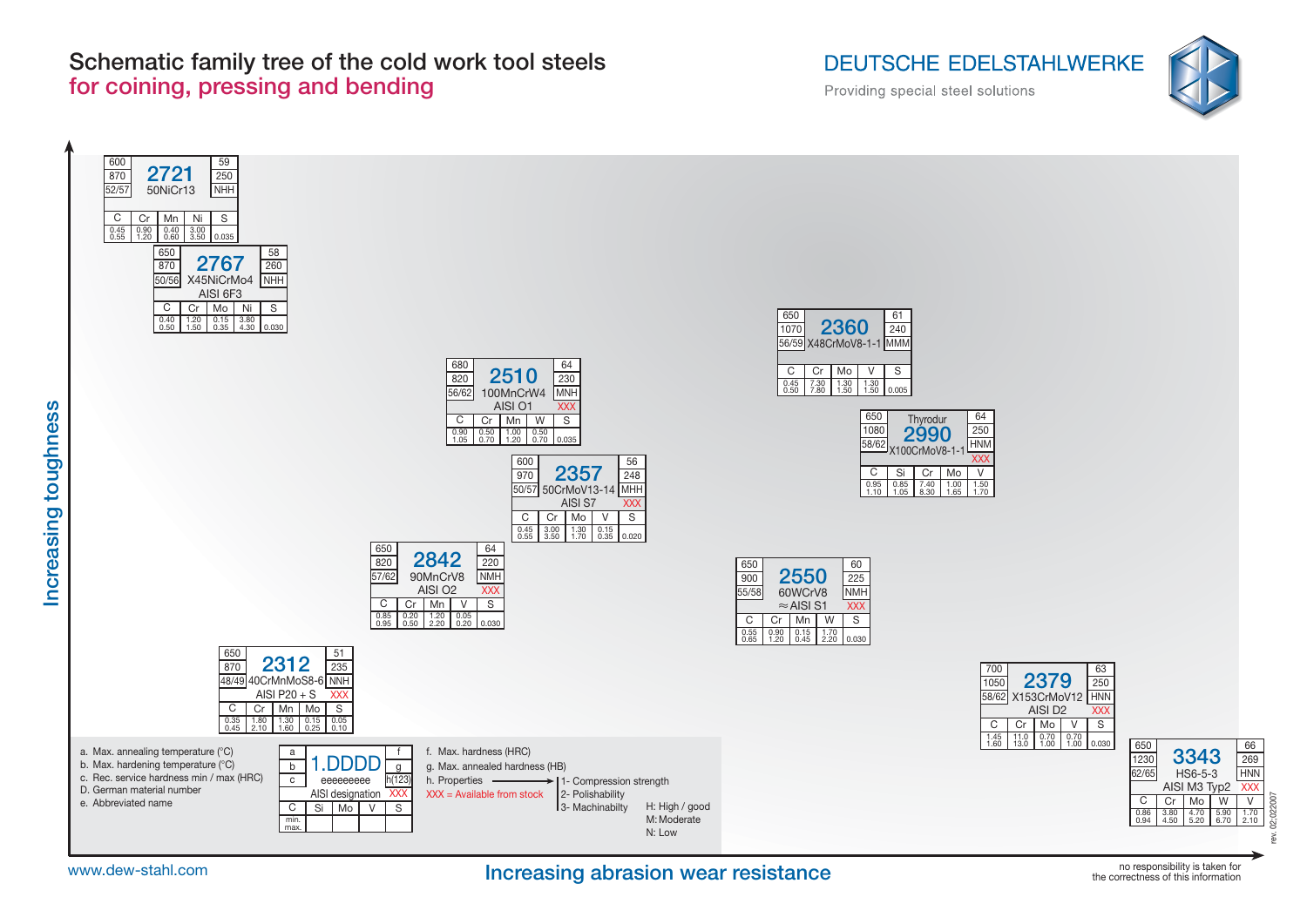# Schematic family tree of the cold work tool steels
## for coining, pressing and bending

DEUTSCHE EDELSTAHLWERKE

Providing special steel solutions

Increasing toughness

Increasing abrasion wear resistance

### 2721 – 50NiCr13

| a | D | f |
|---|---|---|
| 600 | 2721 | 59 |
| 870 | | 250 |
| 52/57 | 50NiCr13 | NHH |

| C | Cr | Mn | Ni | S |
|---|---|---|---|---|
| 0.45 0.55 | 0.90 1.20 | 0.40 0.60 | 3.00 3.50 | 0.035 |

### 2767 – X45NiCrMo4 – AISI 6F3

| a | D | f |
|---|---|---|
| 650 | 2767 | 58 |
| 870 | | 260 |
| 50/56 | X45NiCrMo4 | NHH |
| | AISI 6F3 | |

| C | Cr | Mo | Ni | S |
|---|---|---|---|---|
| 0.40 0.50 | 1.20 1.50 | 0.15 0.35 | 3.80 4.30 | 0.030 |

### 2510 – 100MnCrW4 – AISI O1

| a | D | f |
|---|---|---|
| 680 | 2510 | 64 |
| 820 | | 230 |
| 56/62 | 100MnCrW4 | MNH |
| | AISI O1 | XXX |

| C | Cr | Mn | W | S |
|---|---|---|---|---|
| 0.90 1.05 | 0.50 0.70 | 1.00 1.20 | 0.50 0.70 | 0.035 |

### 2357 – 50CrMoV13-14 – AISI S7

| a | D | f |
|---|---|---|
| 600 | 2357 | 56 |
| 970 | | 248 |
| 50/57 | 50CrMoV13-14 | MHH |
| | AISI S7 | XXX |

| C | Cr | Mo | V | S |
|---|---|---|---|---|
| 0.45 0.55 | 3.00 3.50 | 1.30 1.70 | 0.15 0.35 | 0.020 |

### 2842 – 90MnCrV8 – AISI O2

| a | D | f |
|---|---|---|
| 650 | 2842 | 64 |
| 820 | | 220 |
| 57/62 | 90MnCrV8 | NMH |
| | AISI O2 | XXX |

| C | Cr | Mn | V | S |
|---|---|---|---|---|
| 0.85 0.95 | 0.20 0.50 | 1.20 2.20 | 0.05 0.20 | 0.030 |

### 2312 – 40CrMnMoS8-6 – AISI P20 + S

| a | D | f |
|---|---|---|
| 650 | 2312 | 51 |
| 870 | | 235 |
| 48/49 | 40CrMnMoS8-6 | NNH |
| | AISI P20 + S | XXX |

| C | Cr | Mn | Mo | S |
|---|---|---|---|---|
| 0.35 0.45 | 1.80 2.10 | 1.30 1.60 | 0.15 0.25 | 0.05 0.10 |

### 2360 – X48CrMoV8-1-1

| a | D | f |
|---|---|---|
| 650 | 2360 | 61 |
| 1070 | | 240 |
| 56/59 | X48CrMoV8-1-1 | MMM |

| C | Cr | Mo | V | S |
|---|---|---|---|---|
| 0.45 0.50 | 7.30 7.80 | 1.30 1.50 | 1.30 1.50 | 0.005 |

### 2990 – Thyrodur – X100CrMoV8-1-1

| a | D | f |
|---|---|---|
| 650 | Thyrodur 2990 | 64 |
| 1080 | | 250 |
| 58/62 | X100CrMoV8-1-1 | HNM |
| | | XXX |

| C | Si | Cr | Mo | V |
|---|---|---|---|---|
| 0.95 1.10 | 0.85 1.05 | 7.40 8.30 | 1.00 1.65 | 1.50 1.70 |

### 2550 – 60WCrV8 – ≈ AISI S1

| a | D | f |
|---|---|---|
| 650 | 2550 | 60 |
| 900 | | 225 |
| 55/58 | 60WCrV8 | NMH |
| | ≈ AISI S1 | XXX |

| C | Cr | Mn | W | S |
|---|---|---|---|---|
| 0.55 0.65 | 0.90 1.20 | 0.15 0.45 | 1.70 2.20 | 0.030 |

### 2379 – X153CrMoV12 – AISI D2

| a | D | f |
|---|---|---|
| 700 | 2379 | 63 |
| 1050 | | 250 |
| 58/62 | X153CrMoV12 | HNN |
| | AISI D2 | XXX |

| C | Cr | Mo | V | S |
|---|---|---|---|---|
| 1.45 1.60 | 11.0 13.0 | 0.70 1.00 | 0.70 1.00 | 0.030 |

### 3343 – HS6-5-3 – AISI M3 Typ2

| a | D | f |
|---|---|---|
| 650 | 3343 | 66 |
| 1230 | | 269 |
| 62/65 | HS6-5-3 | HNN |
| | AISI M3 Typ2 | XXX |

| C | Cr | Mo | W | V |
|---|---|---|---|---|
| 0.86 0.94 | 3.80 4.50 | 4.70 5.20 | 5.90 6.70 | 1.70 2.10 |

### Legend

| a | 1.DDDD | f |
|---|---|---|
| b | | g |
| c | eeeeeeee | h(123) |
| | AISI designation | XXX |

| | C | Si | Mo | V | S |
|---|---|---|---|---|---|
| min. max. | | | | | |

a. Max. annealing temperature (°C)
b. Max. hardening temperature (°C)
c. Rec. service hardness min / max (HRC)
D. German material number
e. Abbreviated name

f. Max. hardness (HRC)
g. Max. annealed hardness (HB)
h. Properties → 1- Compression strength; 2- Polishability; 3- Machinabilty
XXX = Available from stock

H: High / good
M: Moderate
N: Low

www.dew-stahl.com

no responsibility is taken for the correctness of this information

rev. 02/022007